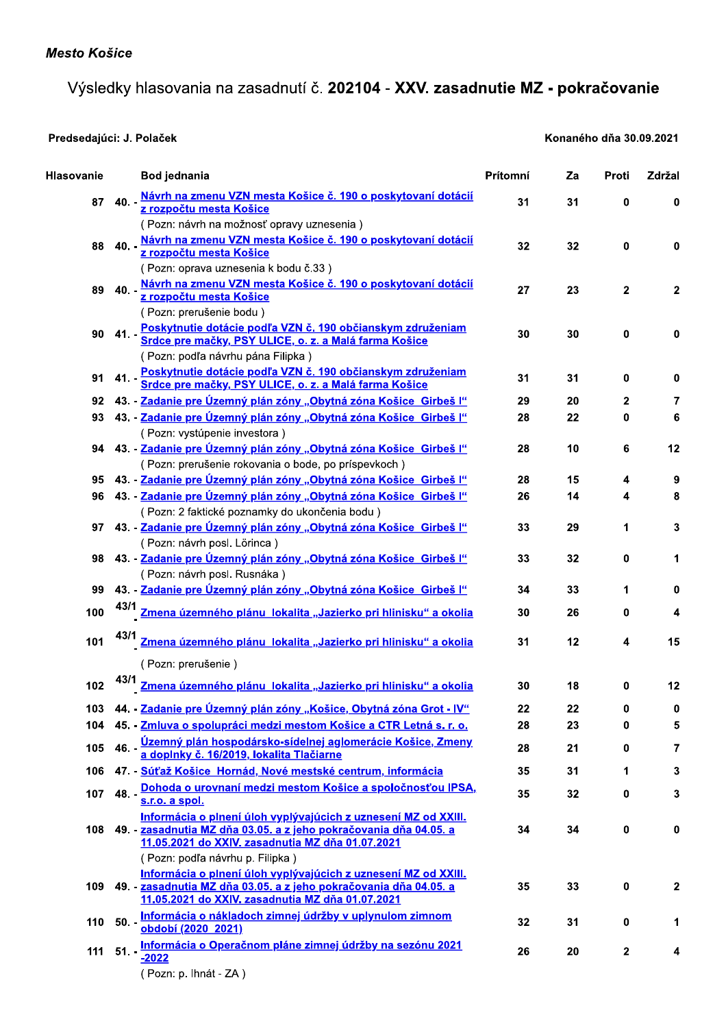**Mesto Košice**

# Výsledky hlasovania na zasadnutí č. **202104 - XXV. zasadnutie MZ - pokračovanie**

**Predsedajúci: J. Polaček** | **Konaného dňa 30.09.2021**

| Hlasovanie | | Bod jednania | Prítomní | Za | Proti | Zdržal |
|---|---|---|---|---|---|---|
| 87 | 40. - | Návrh na zmenu VZN mesta Košice č. 190 o poskytovaní dotácií z rozpočtu mesta Košice | 31 | 31 | 0 | 0 |
| | | ( Pozn: návrh na možnosť opravy uznesenia ) | | | | |
| 88 | 40. - | Návrh na zmenu VZN mesta Košice č. 190 o poskytovaní dotácií z rozpočtu mesta Košice | 32 | 32 | 0 | 0 |
| | | ( Pozn: oprava uznesenia k bodu č.33 ) | | | | |
| 89 | 40. - | Návrh na zmenu VZN mesta Košice č. 190 o poskytovaní dotácií z rozpočtu mesta Košice | 27 | 23 | 2 | 2 |
| | | ( Pozn: prerušenie bodu ) | | | | |
| 90 | 41. - | Poskytnutie dotácie podľa VZN č. 190 občianskym združeniam Srdce pre mačky, PSY ULICE, o. z. a Malá farma Košice | 30 | 30 | 0 | 0 |
| | | ( Pozn: podľa návrhu pána Filipka ) | | | | |
| 91 | 41. - | Poskytnutie dotácie podľa VZN č. 190 občianskym združeniam Srdce pre mačky, PSY ULICE, o. z. a Malá farma Košice | 31 | 31 | 0 | 0 |
| 92 | 43. - | Zadanie pre Územný plán zóny „Obytná zóna Košice Girbeš I“ | 29 | 20 | 2 | 7 |
| 93 | 43. - | Zadanie pre Územný plán zóny „Obytná zóna Košice Girbeš I“ | 28 | 22 | 0 | 6 |
| | | ( Pozn: vystúpenie investora ) | | | | |
| 94 | 43. - | Zadanie pre Územný plán zóny „Obytná zóna Košice Girbeš I“ | 28 | 10 | 6 | 12 |
| | | ( Pozn: prerušenie rokovania o bode, po príspevkoch ) | | | | |
| 95 | 43. - | Zadanie pre Územný plán zóny „Obytná zóna Košice Girbeš I“ | 28 | 15 | 4 | 9 |
| 96 | 43. - | Zadanie pre Územný plán zóny „Obytná zóna Košice Girbeš I“ | 26 | 14 | 4 | 8 |
| | | ( Pozn: 2 faktické poznamky do ukončenia bodu ) | | | | |
| 97 | 43. - | Zadanie pre Územný plán zóny „Obytná zóna Košice Girbeš I“ | 33 | 29 | 1 | 3 |
| | | ( Pozn: návrh posl. Lörinca ) | | | | |
| 98 | 43. - | Zadanie pre Územný plán zóny „Obytná zóna Košice Girbeš I“ | 33 | 32 | 0 | 1 |
| | | ( Pozn: návrh posl. Rusnáka ) | | | | |
| 99 | 43. - | Zadanie pre Územný plán zóny „Obytná zóna Košice Girbeš I“ | 34 | 33 | 1 | 0 |
| 100 | 43/1 - | Zmena územného plánu lokalita „Jazierko pri hlinisku“ a okolia | 30 | 26 | 0 | 4 |
| 101 | 43/1 - | Zmena územného plánu lokalita „Jazierko pri hlinisku“ a okolia | 31 | 12 | 4 | 15 |
| | | ( Pozn: prerušenie ) | | | | |
| 102 | 43/1 - | Zmena územného plánu lokalita „Jazierko pri hlinisku“ a okolia | 30 | 18 | 0 | 12 |
| 103 | 44. - | Zadanie pre Územný plán zóny „Košice, Obytná zóna Grot - IV“ | 22 | 22 | 0 | 0 |
| 104 | 45. - | Zmluva o spolupráci medzi mestom Košice a CTR Letná s. r. o. | 28 | 23 | 0 | 5 |
| 105 | 46. - | Územný plán hospodársko-sídelnej aglomerácie Košice, Zmeny a doplnky č. 16/2019, lokalita Tlačiarne | 28 | 21 | 0 | 7 |
| 106 | 47. - | Súťaž Košice Hornád, Nové mestské centrum, informácia | 35 | 31 | 1 | 3 |
| 107 | 48. - | Dohoda o urovnaní medzi mestom Košice a spoločnosťou IPSA, s.r.o. a spol. | 35 | 32 | 0 | 3 |
| 108 | 49. - | Informácia o plnení úloh vyplývajúcich z uznesení MZ od XXIII. zasadnutia MZ dňa 03.05. a z jeho pokračovania dňa 04.05. a 11.05.2021 do XXIV. zasadnutia MZ dňa 01.07.2021 | 34 | 34 | 0 | 0 |
| | | ( Pozn: podľa návrhu p. Filipka ) | | | | |
| 109 | 49. - | Informácia o plnení úloh vyplývajúcich z uznesení MZ od XXIII. zasadnutia MZ dňa 03.05. a z jeho pokračovania dňa 04.05. a 11.05.2021 do XXIV. zasadnutia MZ dňa 01.07.2021 | 35 | 33 | 0 | 2 |
| 110 | 50. - | Informácia o nákladoch zimnej údržby v uplynulom zimnom období (2020_2021) | 32 | 31 | 0 | 1 |
| 111 | 51. - | Informácia o Operačnom pláne zimnej údržby na sezónu 2021 -2022 | 26 | 20 | 2 | 4 |
| | | ( Pozn: p. Ihnát - ZA ) | | | | |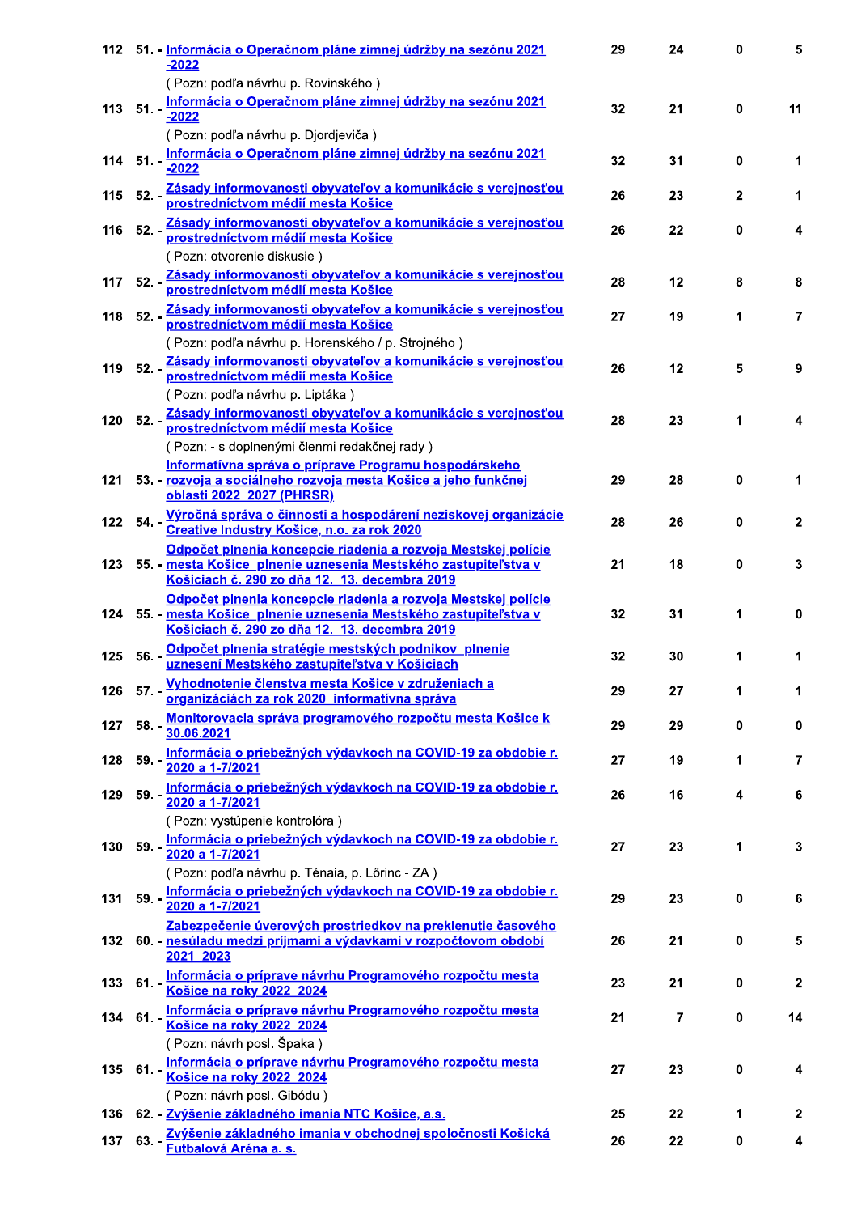| | | | | | | |
|---|---|---|---|---|---|---|
| 112 | 51. - | Informácia o Operačnom pláne zimnej údržby na sezónu 2021 -2022<br>( Pozn: podľa návrhu p. Rovinského ) | 29 | 24 | 0 | 5 |
| 113 | 51. - | Informácia o Operačnom pláne zimnej údržby na sezónu 2021 -2022<br>( Pozn: podľa návrhu p. Djordjeviča ) | 32 | 21 | 0 | 11 |
| 114 | 51. - | Informácia o Operačnom pláne zimnej údržby na sezónu 2021 -2022 | 32 | 31 | 0 | 1 |
| 115 | 52. - | Zásady informovanosti obyvateľov a komunikácie s verejnosťou prostredníctvom médií mesta Košice | 26 | 23 | 2 | 1 |
| 116 | 52. - | Zásady informovanosti obyvateľov a komunikácie s verejnosťou prostredníctvom médií mesta Košice<br>( Pozn: otvorenie diskusie ) | 26 | 22 | 0 | 4 |
| 117 | 52. - | Zásady informovanosti obyvateľov a komunikácie s verejnosťou prostredníctvom médií mesta Košice | 28 | 12 | 8 | 8 |
| 118 | 52. - | Zásady informovanosti obyvateľov a komunikácie s verejnosťou prostredníctvom médií mesta Košice<br>( Pozn: podľa návrhu p. Horenského / p. Strojného ) | 27 | 19 | 1 | 7 |
| 119 | 52. - | Zásady informovanosti obyvateľov a komunikácie s verejnosťou prostredníctvom médií mesta Košice<br>( Pozn: podľa návrhu p. Liptáka ) | 26 | 12 | 5 | 9 |
| 120 | 52. - | Zásady informovanosti obyvateľov a komunikácie s verejnosťou prostredníctvom médií mesta Košice<br>( Pozn: - s doplnenými členmi redakčnej rady ) | 28 | 23 | 1 | 4 |
| 121 | 53. - | Informatívna správa o príprave Programu hospodárskeho rozvoja a sociálneho rozvoja mesta Košice a jeho funkčnej oblasti 2022 2027 (PHRSR) | 29 | 28 | 0 | 1 |
| 122 | 54. - | Výročná správa o činnosti a hospodárení neziskovej organizácie Creative Industry Košice, n.o. za rok 2020 | 28 | 26 | 0 | 2 |
| 123 | 55. - | Odpočet plnenia koncepcie riadenia a rozvoja Mestskej polície mesta Košice plnenie uznesenia Mestského zastupiteľstva v Košiciach č. 290 zo dňa 12. 13. decembra 2019 | 21 | 18 | 0 | 3 |
| 124 | 55. - | Odpočet plnenia koncepcie riadenia a rozvoja Mestskej polície mesta Košice plnenie uznesenia Mestského zastupiteľstva v Košiciach č. 290 zo dňa 12. 13. decembra 2019 | 32 | 31 | 1 | 0 |
| 125 | 56. - | Odpočet plnenia stratégie mestských podnikov plnenie uznesení Mestského zastupiteľstva v Košiciach | 32 | 30 | 1 | 1 |
| 126 | 57. - | Vyhodnotenie členstva mesta Košice v združeniach a organizáciách za rok 2020 informatívna správa | 29 | 27 | 1 | 1 |
| 127 | 58. - | Monitorovacia správa programového rozpočtu mesta Košice k 30.06.2021 | 29 | 29 | 0 | 0 |
| 128 | 59. - | Informácia o priebežných výdavkoch na COVID-19 za obdobie r. 2020 a 1-7/2021 | 27 | 19 | 1 | 7 |
| 129 | 59. - | Informácia o priebežných výdavkoch na COVID-19 za obdobie r. 2020 a 1-7/2021<br>( Pozn: vystúpenie kontrolóra ) | 26 | 16 | 4 | 6 |
| 130 | 59. - | Informácia o priebežných výdavkoch na COVID-19 za obdobie r. 2020 a 1-7/2021<br>( Pozn: podľa návrhu p. Ténaia, p. Lőrinc - ZA ) | 27 | 23 | 1 | 3 |
| 131 | 59. - | Informácia o priebežných výdavkoch na COVID-19 za obdobie r. 2020 a 1-7/2021 | 29 | 23 | 0 | 6 |
| 132 | 60. - | Zabezpečenie úverových prostriedkov na preklenutie časového nesúladu medzi príjmami a výdavkami v rozpočtovom období 2021 2023 | 26 | 21 | 0 | 5 |
| 133 | 61. - | Informácia o príprave návrhu Programového rozpočtu mesta Košice na roky 2022 2024 | 23 | 21 | 0 | 2 |
| 134 | 61. - | Informácia o príprave návrhu Programového rozpočtu mesta Košice na roky 2022 2024<br>( Pozn: návrh posl. Špaka ) | 21 | 7 | 0 | 14 |
| 135 | 61. - | Informácia o príprave návrhu Programového rozpočtu mesta Košice na roky 2022 2024<br>( Pozn: návrh posl. Gibódu ) | 27 | 23 | 0 | 4 |
| 136 | 62. - | Zvýšenie základného imania NTC Košice, a.s. | 25 | 22 | 1 | 2 |
| 137 | 63. - | Zvýšenie základného imania v obchodnej spoločnosti Košická Futbalová Aréna a. s. | 26 | 22 | 0 | 4 |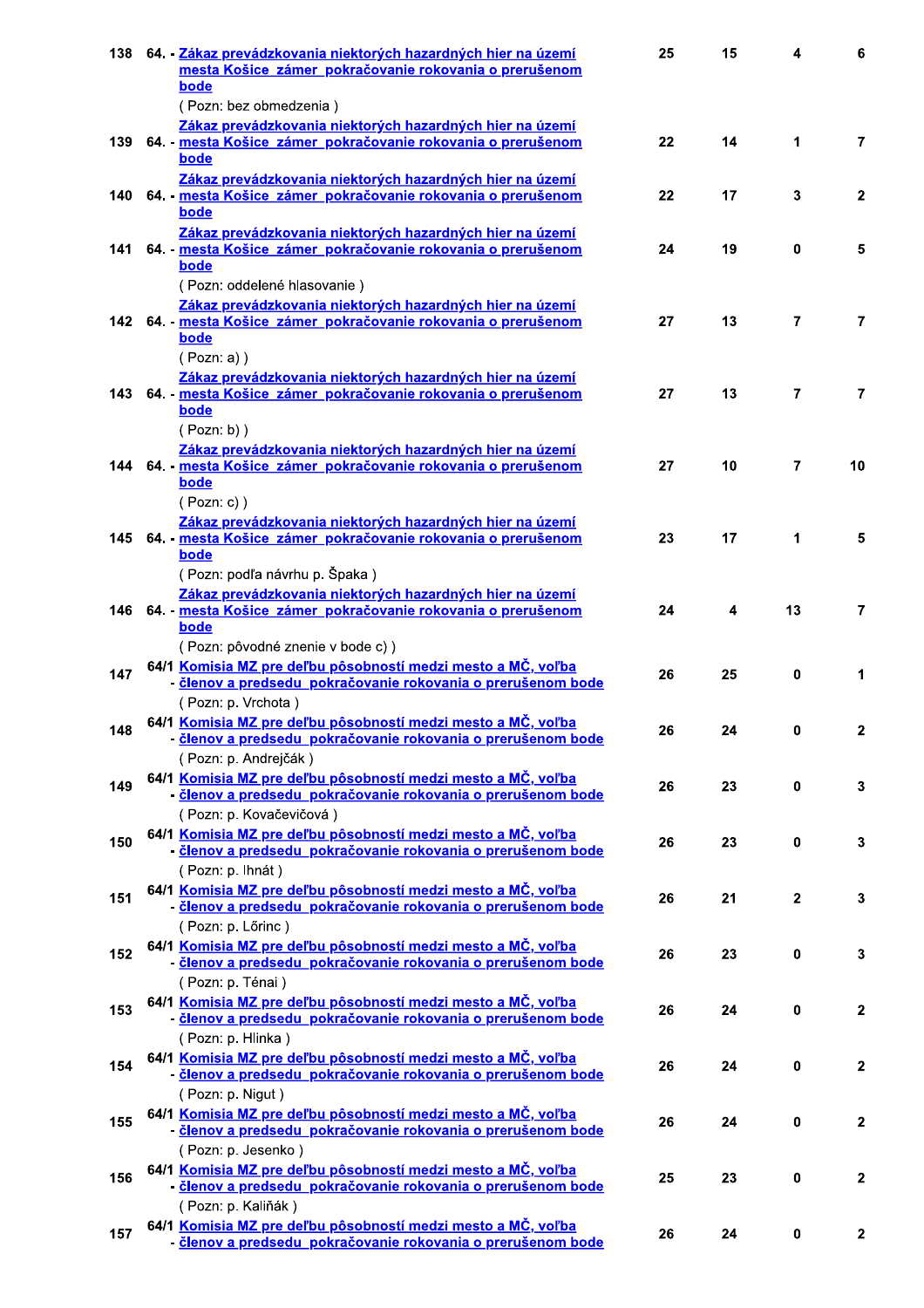| | | | | | |
|---|---|---|---|---|---|
| 138 | 64. - Zákaz prevádzkovania niektorých hazardných hier na území mesta Košice zámer pokračovanie rokovania o prerušenom bode<br>( Pozn: bez obmedzenia ) | 25 | 15 | 4 | 6 |
| 139 | 64. - Zákaz prevádzkovania niektorých hazardných hier na území mesta Košice zámer pokračovanie rokovania o prerušenom bode | 22 | 14 | 1 | 7 |
| 140 | 64. - Zákaz prevádzkovania niektorých hazardných hier na území mesta Košice zámer pokračovanie rokovania o prerušenom bode | 22 | 17 | 3 | 2 |
| 141 | 64. - Zákaz prevádzkovania niektorých hazardných hier na území mesta Košice zámer pokračovanie rokovania o prerušenom bode<br>( Pozn: oddelené hlasovanie ) | 24 | 19 | 0 | 5 |
| 142 | 64. - Zákaz prevádzkovania niektorých hazardných hier na území mesta Košice zámer pokračovanie rokovania o prerušenom bode<br>( Pozn: a) ) | 27 | 13 | 7 | 7 |
| 143 | 64. - Zákaz prevádzkovania niektorých hazardných hier na území mesta Košice zámer pokračovanie rokovania o prerušenom bode<br>( Pozn: b) ) | 27 | 13 | 7 | 7 |
| 144 | 64. - Zákaz prevádzkovania niektorých hazardných hier na území mesta Košice zámer pokračovanie rokovania o prerušenom bode<br>( Pozn: c) ) | 27 | 10 | 7 | 10 |
| 145 | 64. - Zákaz prevádzkovania niektorých hazardných hier na území mesta Košice zámer pokračovanie rokovania o prerušenom bode<br>( Pozn: podľa návrhu p. Špaka ) | 23 | 17 | 1 | 5 |
| 146 | 64. - Zákaz prevádzkovania niektorých hazardných hier na území mesta Košice zámer pokračovanie rokovania o prerušenom bode<br>( Pozn: pôvodné znenie v bode c) ) | 24 | 4 | 13 | 7 |
| 147 | 64/1 - Komisia MZ pre deľbu pôsobností medzi mesto a MČ, voľba členov a predsedu pokračovanie rokovania o prerušenom bode<br>( Pozn: p. Vrchota ) | 26 | 25 | 0 | 1 |
| 148 | 64/1 - Komisia MZ pre deľbu pôsobností medzi mesto a MČ, voľba členov a predsedu pokračovanie rokovania o prerušenom bode<br>( Pozn: p. Andrejčák ) | 26 | 24 | 0 | 2 |
| 149 | 64/1 - Komisia MZ pre deľbu pôsobností medzi mesto a MČ, voľba členov a predsedu pokračovanie rokovania o prerušenom bode<br>( Pozn: p. Kovačevičová ) | 26 | 23 | 0 | 3 |
| 150 | 64/1 - Komisia MZ pre deľbu pôsobností medzi mesto a MČ, voľba členov a predsedu pokračovanie rokovania o prerušenom bode<br>( Pozn: p. Ihnát ) | 26 | 23 | 0 | 3 |
| 151 | 64/1 - Komisia MZ pre deľbu pôsobností medzi mesto a MČ, voľba členov a predsedu pokračovanie rokovania o prerušenom bode<br>( Pozn: p. Lőrinc ) | 26 | 21 | 2 | 3 |
| 152 | 64/1 - Komisia MZ pre deľbu pôsobností medzi mesto a MČ, voľba členov a predsedu pokračovanie rokovania o prerušenom bode<br>( Pozn: p. Ténai ) | 26 | 23 | 0 | 3 |
| 153 | 64/1 - Komisia MZ pre deľbu pôsobností medzi mesto a MČ, voľba členov a predsedu pokračovanie rokovania o prerušenom bode<br>( Pozn: p. Hlinka ) | 26 | 24 | 0 | 2 |
| 154 | 64/1 - Komisia MZ pre deľbu pôsobností medzi mesto a MČ, voľba členov a predsedu pokračovanie rokovania o prerušenom bode<br>( Pozn: p. Nigut ) | 26 | 24 | 0 | 2 |
| 155 | 64/1 - Komisia MZ pre deľbu pôsobností medzi mesto a MČ, voľba členov a predsedu pokračovanie rokovania o prerušenom bode<br>( Pozn: p. Jesenko ) | 26 | 24 | 0 | 2 |
| 156 | 64/1 - Komisia MZ pre deľbu pôsobností medzi mesto a MČ, voľba členov a predsedu pokračovanie rokovania o prerušenom bode<br>( Pozn: p. Kaliňák ) | 25 | 23 | 0 | 2 |
| 157 | 64/1 - Komisia MZ pre deľbu pôsobností medzi mesto a MČ, voľba členov a predsedu pokračovanie rokovania o prerušenom bode | 26 | 24 | 0 | 2 |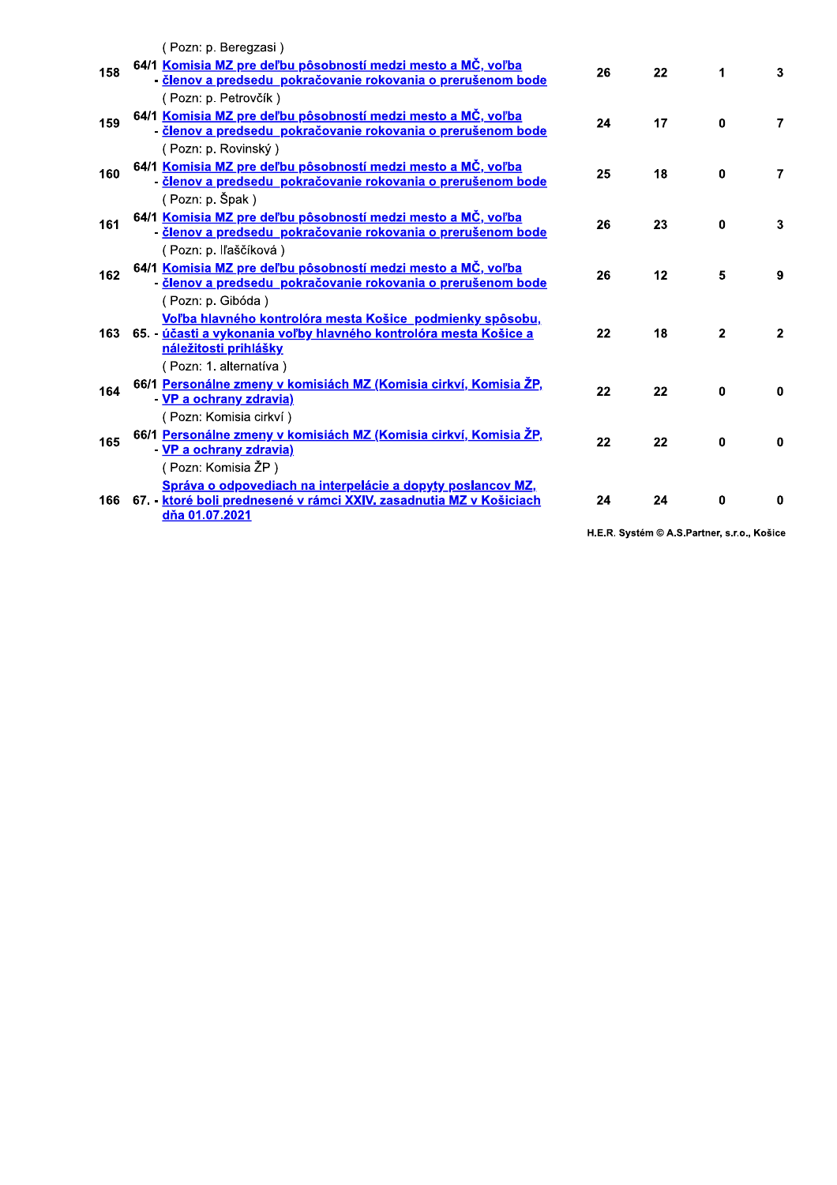| | | | | | | |
|---|---|---|---|---|---|---|
| | | ( Pozn: p. Beregzasi ) | | | | |
| 158 | 64/1 - | Komisia MZ pre deľbu pôsobností medzi mesto a MČ, voľba členov a predsedu pokračovanie rokovania o prerušenom bode | 26 | 22 | 1 | 3 |
| | | ( Pozn: p. Petrovčík ) | | | | |
| 159 | 64/1 - | Komisia MZ pre deľbu pôsobností medzi mesto a MČ, voľba členov a predsedu pokračovanie rokovania o prerušenom bode | 24 | 17 | 0 | 7 |
| | | ( Pozn: p. Rovinský ) | | | | |
| 160 | 64/1 - | Komisia MZ pre deľbu pôsobností medzi mesto a MČ, voľba členov a predsedu pokračovanie rokovania o prerušenom bode | 25 | 18 | 0 | 7 |
| | | ( Pozn: p. Špak ) | | | | |
| 161 | 64/1 - | Komisia MZ pre deľbu pôsobností medzi mesto a MČ, voľba členov a predsedu pokračovanie rokovania o prerušenom bode | 26 | 23 | 0 | 3 |
| | | ( Pozn: p. Iľaščíková ) | | | | |
| 162 | 64/1 - | Komisia MZ pre deľbu pôsobností medzi mesto a MČ, voľba členov a predsedu pokračovanie rokovania o prerušenom bode | 26 | 12 | 5 | 9 |
| | | ( Pozn: p. Gibóda ) | | | | |
| 163 | 65. - | Voľba hlavného kontrolóra mesta Košice podmienky spôsobu, účasti a vykonania voľby hlavného kontrolóra mesta Košice a náležitosti prihlášky | 22 | 18 | 2 | 2 |
| | | ( Pozn: 1. alternatíva ) | | | | |
| 164 | 66/1 - | Personálne zmeny v komisiách MZ (Komisia cirkví, Komisia ŽP, VP a ochrany zdravia) | 22 | 22 | 0 | 0 |
| | | ( Pozn: Komisia cirkví ) | | | | |
| 165 | 66/1 - | Personálne zmeny v komisiách MZ (Komisia cirkví, Komisia ŽP, VP a ochrany zdravia) | 22 | 22 | 0 | 0 |
| | | ( Pozn: Komisia ŽP ) | | | | |
| 166 | 67. - | Správa o odpovediach na interpelácie a dopyty poslancov MZ, ktoré boli prednesené v rámci XXIV. zasadnutia MZ v Košiciach dňa 01.07.2021 | 24 | 24 | 0 | 0 |

H.E.R. Systém © A.S.Partner, s.r.o., Košice